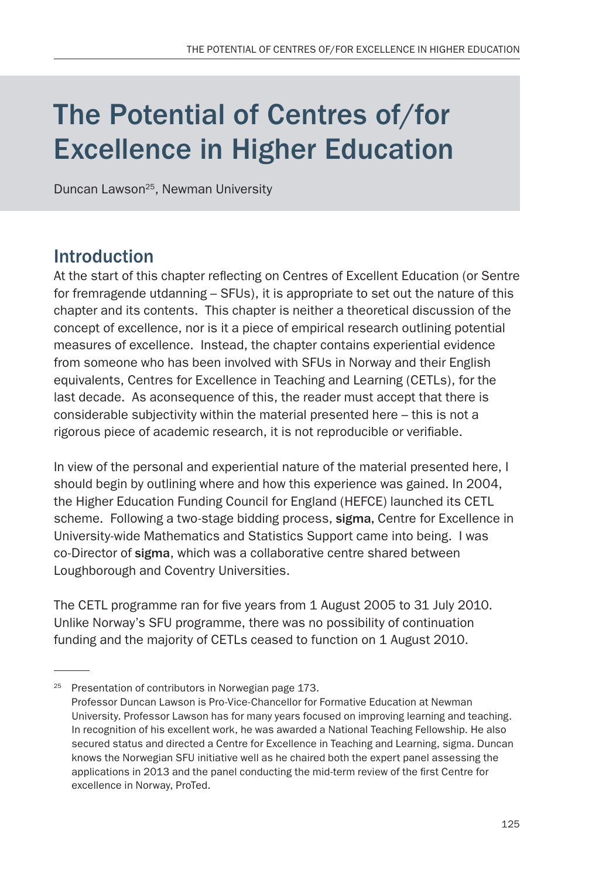# The Potential of Centres of/for Excellence in Higher Education

Duncan Lawson[25], Newman University

## Introduction

At the start of this chapter reflecting on Centres of Excellent Education (or Sentre for fremragende utdanning – SFUs), it is appropriate to set out the nature of this chapter and its contents. This chapter is neither a theoretical discussion of the concept of excellence, nor is it a piece of empirical research outlining potential measures of excellence. Instead, the chapter contains experiential evidence from someone who has been involved with SFUs in Norway and their English equivalents, Centres for Excellence in Teaching and Learning (CETLs), for the last decade. As aconsequence of this, the reader must accept that there is considerable subjectivity within the material presented here – this is not a rigorous piece of academic research, it is not reproducible or verifiable.

In view of the personal and experiential nature of the material presented here, I should begin by outlining where and how this experience was gained. In 2004, the Higher Education Funding Council for England (HEFCE) launched its CETL scheme. Following a two-stage bidding process, **sigma**, Centre for Excellence in University-wide Mathematics and Statistics Support came into being. I was co-Director of **sigma**, which was a collaborative centre shared between Loughborough and Coventry Universities.

The CETL programme ran for five years from 1 August 2005 to 31 July 2010. Unlike Norway's SFU programme, there was no possibility of continuation funding and the majority of CETLs ceased to function on 1 August 2010.

---

[25] Presentation of contributors in Norwegian page 173.
Professor Duncan Lawson is Pro-Vice-Chancellor for Formative Education at Newman University. Professor Lawson has for many years focused on improving learning and teaching. In recognition of his excellent work, he was awarded a National Teaching Fellowship. He also secured status and directed a Centre for Excellence in Teaching and Learning, sigma. Duncan knows the Norwegian SFU initiative well as he chaired both the expert panel assessing the applications in 2013 and the panel conducting the mid-term review of the first Centre for excellence in Norway, ProTed.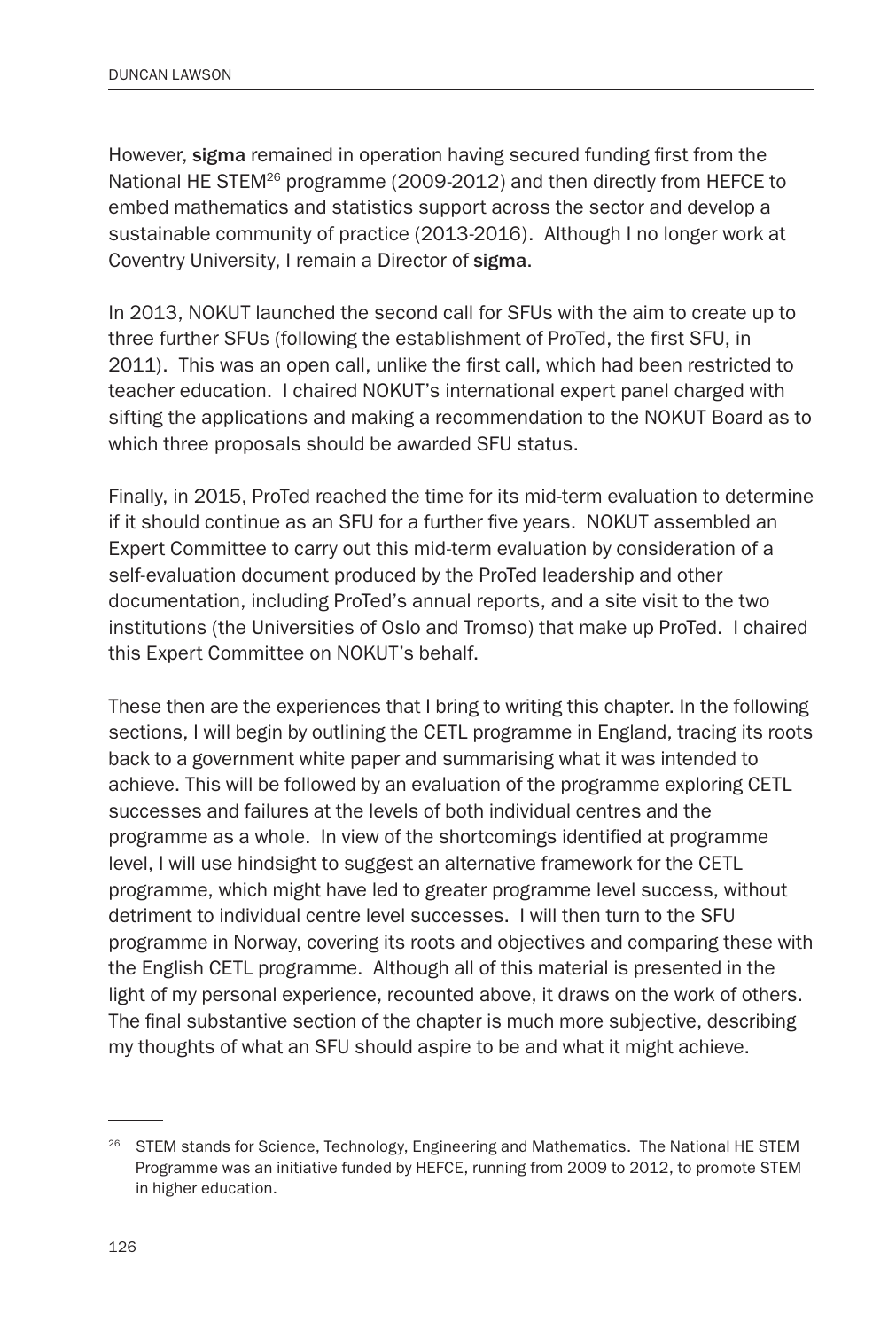However, **sigma** remained in operation having secured funding first from the National HE STEM[26] programme (2009-2012) and then directly from HEFCE to embed mathematics and statistics support across the sector and develop a sustainable community of practice (2013-2016). Although I no longer work at Coventry University, I remain a Director of **sigma**.

In 2013, NOKUT launched the second call for SFUs with the aim to create up to three further SFUs (following the establishment of ProTed, the first SFU, in 2011). This was an open call, unlike the first call, which had been restricted to teacher education. I chaired NOKUT's international expert panel charged with sifting the applications and making a recommendation to the NOKUT Board as to which three proposals should be awarded SFU status.

Finally, in 2015, ProTed reached the time for its mid-term evaluation to determine if it should continue as an SFU for a further five years. NOKUT assembled an Expert Committee to carry out this mid-term evaluation by consideration of a self-evaluation document produced by the ProTed leadership and other documentation, including ProTed's annual reports, and a site visit to the two institutions (the Universities of Oslo and Tromso) that make up ProTed. I chaired this Expert Committee on NOKUT's behalf.

These then are the experiences that I bring to writing this chapter. In the following sections, I will begin by outlining the CETL programme in England, tracing its roots back to a government white paper and summarising what it was intended to achieve. This will be followed by an evaluation of the programme exploring CETL successes and failures at the levels of both individual centres and the programme as a whole. In view of the shortcomings identified at programme level, I will use hindsight to suggest an alternative framework for the CETL programme, which might have led to greater programme level success, without detriment to individual centre level successes. I will then turn to the SFU programme in Norway, covering its roots and objectives and comparing these with the English CETL programme. Although all of this material is presented in the light of my personal experience, recounted above, it draws on the work of others. The final substantive section of the chapter is much more subjective, describing my thoughts of what an SFU should aspire to be and what it might achieve.

---

[26] STEM stands for Science, Technology, Engineering and Mathematics. The National HE STEM Programme was an initiative funded by HEFCE, running from 2009 to 2012, to promote STEM in higher education.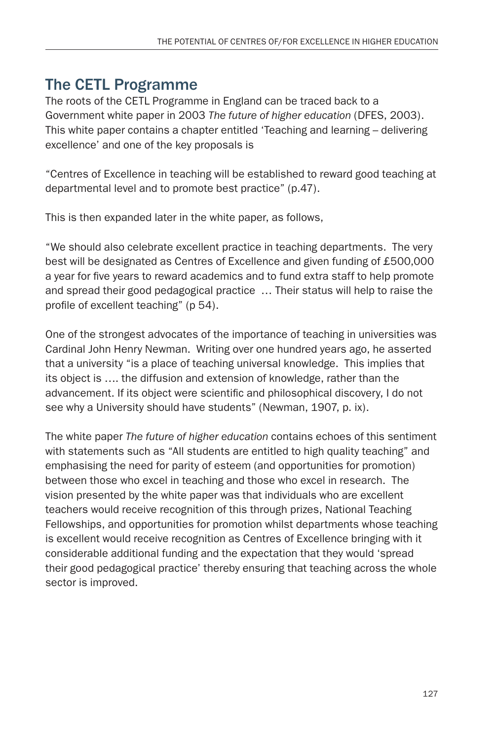## The CETL Programme

The roots of the CETL Programme in England can be traced back to a Government white paper in 2003 *The future of higher education* (DFES, 2003). This white paper contains a chapter entitled 'Teaching and learning – delivering excellence' and one of the key proposals is

"Centres of Excellence in teaching will be established to reward good teaching at departmental level and to promote best practice" (p.47).

This is then expanded later in the white paper, as follows,

"We should also celebrate excellent practice in teaching departments. The very best will be designated as Centres of Excellence and given funding of £500,000 a year for five years to reward academics and to fund extra staff to help promote and spread their good pedagogical practice … Their status will help to raise the profile of excellent teaching" (p 54).

One of the strongest advocates of the importance of teaching in universities was Cardinal John Henry Newman. Writing over one hundred years ago, he asserted that a university "is a place of teaching universal knowledge. This implies that its object is …. the diffusion and extension of knowledge, rather than the advancement. If its object were scientific and philosophical discovery, I do not see why a University should have students" (Newman, 1907, p. ix).

The white paper *The future of higher education* contains echoes of this sentiment with statements such as "All students are entitled to high quality teaching" and emphasising the need for parity of esteem (and opportunities for promotion) between those who excel in teaching and those who excel in research. The vision presented by the white paper was that individuals who are excellent teachers would receive recognition of this through prizes, National Teaching Fellowships, and opportunities for promotion whilst departments whose teaching is excellent would receive recognition as Centres of Excellence bringing with it considerable additional funding and the expectation that they would 'spread their good pedagogical practice' thereby ensuring that teaching across the whole sector is improved.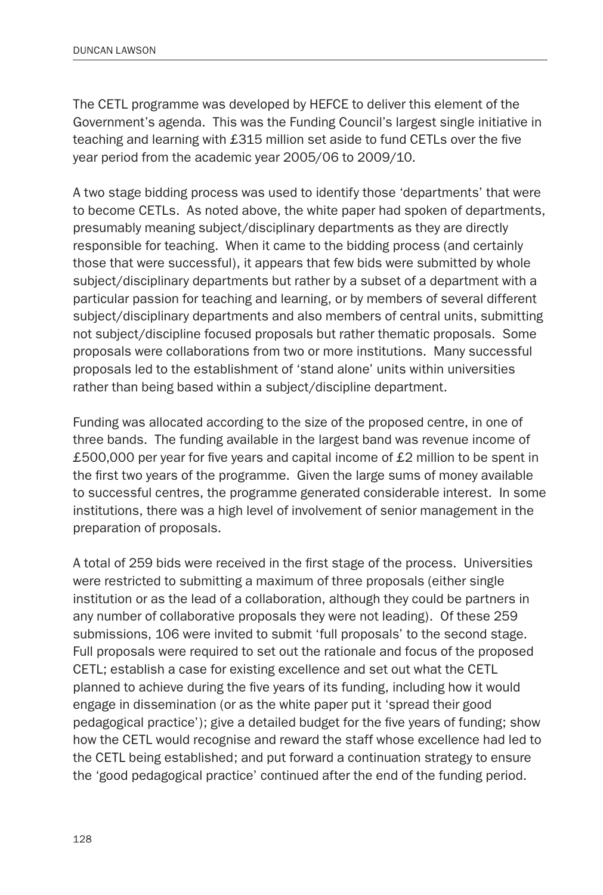The CETL programme was developed by HEFCE to deliver this element of the Government's agenda. This was the Funding Council's largest single initiative in teaching and learning with £315 million set aside to fund CETLs over the five year period from the academic year 2005/06 to 2009/10.

A two stage bidding process was used to identify those 'departments' that were to become CETLs. As noted above, the white paper had spoken of departments, presumably meaning subject/disciplinary departments as they are directly responsible for teaching. When it came to the bidding process (and certainly those that were successful), it appears that few bids were submitted by whole subject/disciplinary departments but rather by a subset of a department with a particular passion for teaching and learning, or by members of several different subject/disciplinary departments and also members of central units, submitting not subject/discipline focused proposals but rather thematic proposals. Some proposals were collaborations from two or more institutions. Many successful proposals led to the establishment of 'stand alone' units within universities rather than being based within a subject/discipline department.

Funding was allocated according to the size of the proposed centre, in one of three bands. The funding available in the largest band was revenue income of £500,000 per year for five years and capital income of £2 million to be spent in the first two years of the programme. Given the large sums of money available to successful centres, the programme generated considerable interest. In some institutions, there was a high level of involvement of senior management in the preparation of proposals.

A total of 259 bids were received in the first stage of the process. Universities were restricted to submitting a maximum of three proposals (either single institution or as the lead of a collaboration, although they could be partners in any number of collaborative proposals they were not leading). Of these 259 submissions, 106 were invited to submit 'full proposals' to the second stage. Full proposals were required to set out the rationale and focus of the proposed CETL; establish a case for existing excellence and set out what the CETL planned to achieve during the five years of its funding, including how it would engage in dissemination (or as the white paper put it 'spread their good pedagogical practice'); give a detailed budget for the five years of funding; show how the CETL would recognise and reward the staff whose excellence had led to the CETL being established; and put forward a continuation strategy to ensure the 'good pedagogical practice' continued after the end of the funding period.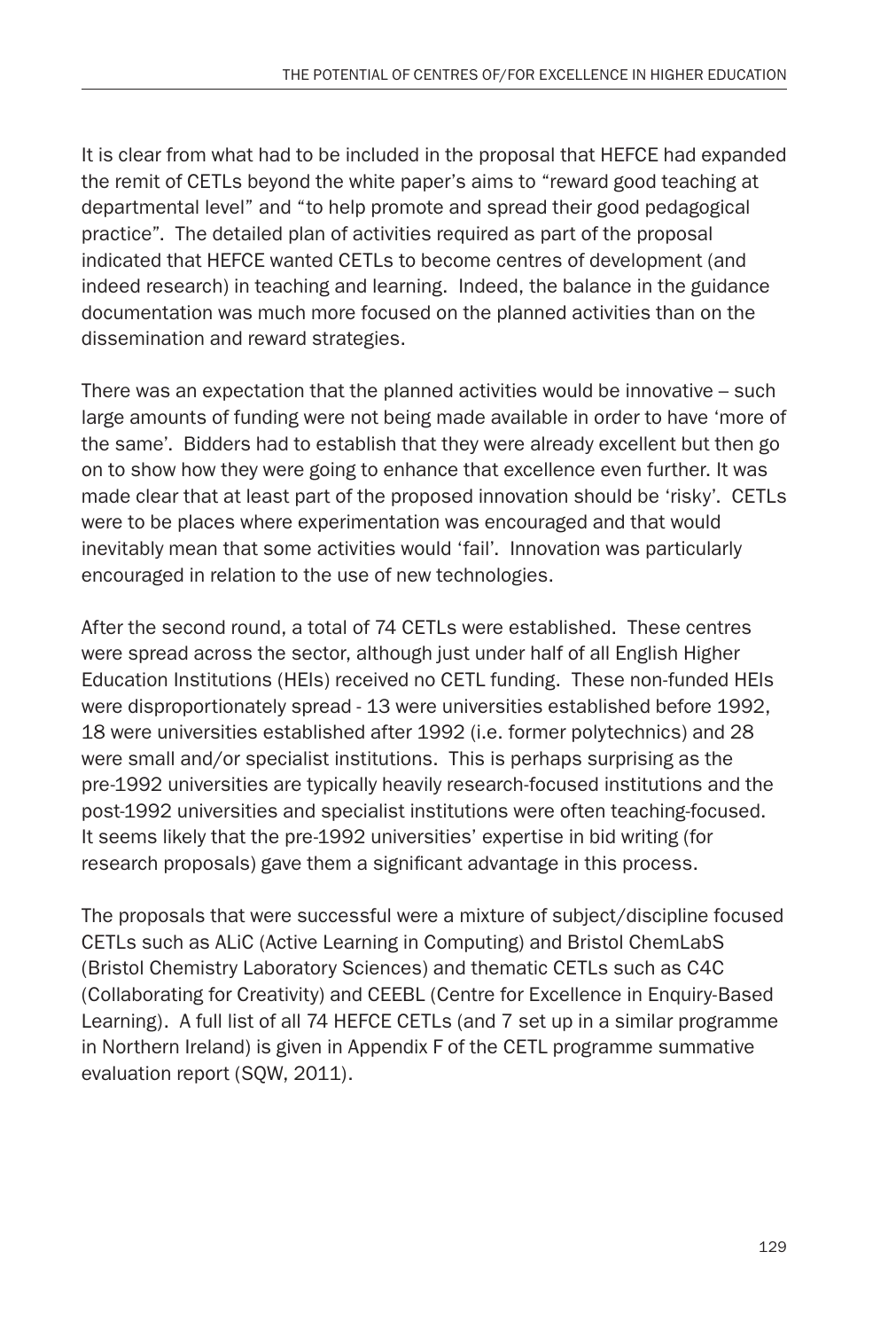It is clear from what had to be included in the proposal that HEFCE had expanded the remit of CETLs beyond the white paper's aims to "reward good teaching at departmental level" and "to help promote and spread their good pedagogical practice". The detailed plan of activities required as part of the proposal indicated that HEFCE wanted CETLs to become centres of development (and indeed research) in teaching and learning. Indeed, the balance in the guidance documentation was much more focused on the planned activities than on the dissemination and reward strategies.

There was an expectation that the planned activities would be innovative – such large amounts of funding were not being made available in order to have 'more of the same'. Bidders had to establish that they were already excellent but then go on to show how they were going to enhance that excellence even further. It was made clear that at least part of the proposed innovation should be 'risky'. CETLs were to be places where experimentation was encouraged and that would inevitably mean that some activities would 'fail'. Innovation was particularly encouraged in relation to the use of new technologies.

After the second round, a total of 74 CETLs were established. These centres were spread across the sector, although just under half of all English Higher Education Institutions (HEIs) received no CETL funding. These non-funded HEIs were disproportionately spread - 13 were universities established before 1992, 18 were universities established after 1992 (i.e. former polytechnics) and 28 were small and/or specialist institutions. This is perhaps surprising as the pre-1992 universities are typically heavily research-focused institutions and the post-1992 universities and specialist institutions were often teaching-focused. It seems likely that the pre-1992 universities' expertise in bid writing (for research proposals) gave them a significant advantage in this process.

The proposals that were successful were a mixture of subject/discipline focused CETLs such as ALiC (Active Learning in Computing) and Bristol ChemLabS (Bristol Chemistry Laboratory Sciences) and thematic CETLs such as C4C (Collaborating for Creativity) and CEEBL (Centre for Excellence in Enquiry-Based Learning). A full list of all 74 HEFCE CETLs (and 7 set up in a similar programme in Northern Ireland) is given in Appendix F of the CETL programme summative evaluation report (SQW, 2011).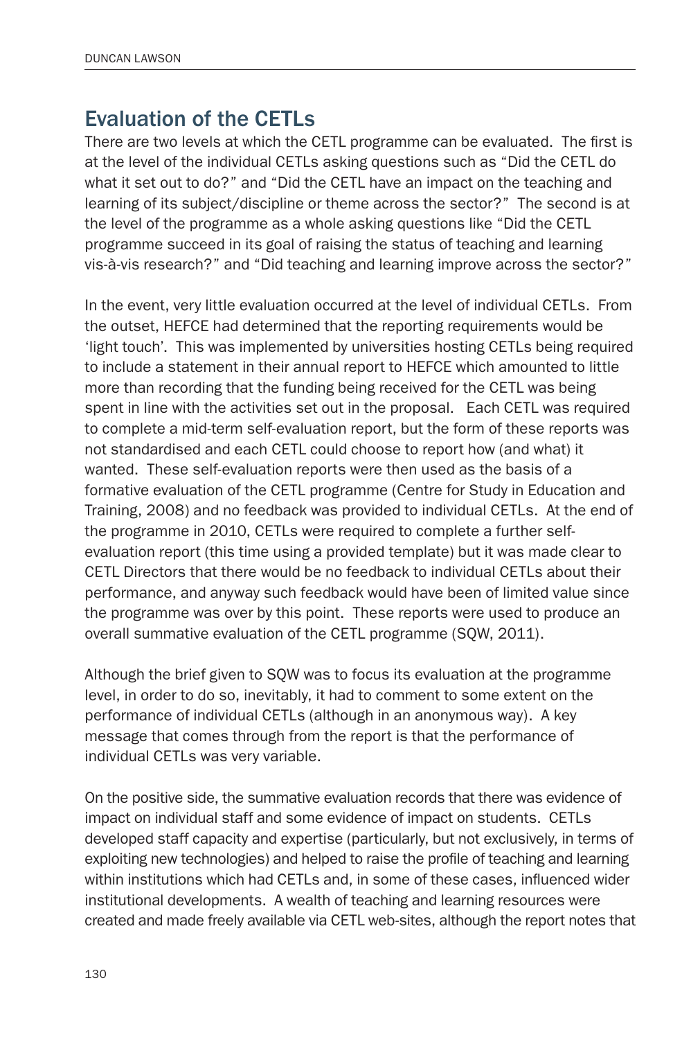## Evaluation of the CETLs

There are two levels at which the CETL programme can be evaluated. The first is at the level of the individual CETLs asking questions such as "Did the CETL do what it set out to do?" and "Did the CETL have an impact on the teaching and learning of its subject/discipline or theme across the sector?" The second is at the level of the programme as a whole asking questions like "Did the CETL programme succeed in its goal of raising the status of teaching and learning vis-à-vis research?" and "Did teaching and learning improve across the sector?"

In the event, very little evaluation occurred at the level of individual CETLs. From the outset, HEFCE had determined that the reporting requirements would be 'light touch'. This was implemented by universities hosting CETLs being required to include a statement in their annual report to HEFCE which amounted to little more than recording that the funding being received for the CETL was being spent in line with the activities set out in the proposal. Each CETL was required to complete a mid-term self-evaluation report, but the form of these reports was not standardised and each CETL could choose to report how (and what) it wanted. These self-evaluation reports were then used as the basis of a formative evaluation of the CETL programme (Centre for Study in Education and Training, 2008) and no feedback was provided to individual CETLs. At the end of the programme in 2010, CETLs were required to complete a further self-evaluation report (this time using a provided template) but it was made clear to CETL Directors that there would be no feedback to individual CETLs about their performance, and anyway such feedback would have been of limited value since the programme was over by this point. These reports were used to produce an overall summative evaluation of the CETL programme (SQW, 2011).

Although the brief given to SQW was to focus its evaluation at the programme level, in order to do so, inevitably, it had to comment to some extent on the performance of individual CETLs (although in an anonymous way). A key message that comes through from the report is that the performance of individual CETLs was very variable.

On the positive side, the summative evaluation records that there was evidence of impact on individual staff and some evidence of impact on students. CETLs developed staff capacity and expertise (particularly, but not exclusively, in terms of exploiting new technologies) and helped to raise the profile of teaching and learning within institutions which had CETLs and, in some of these cases, influenced wider institutional developments. A wealth of teaching and learning resources were created and made freely available via CETL web-sites, although the report notes that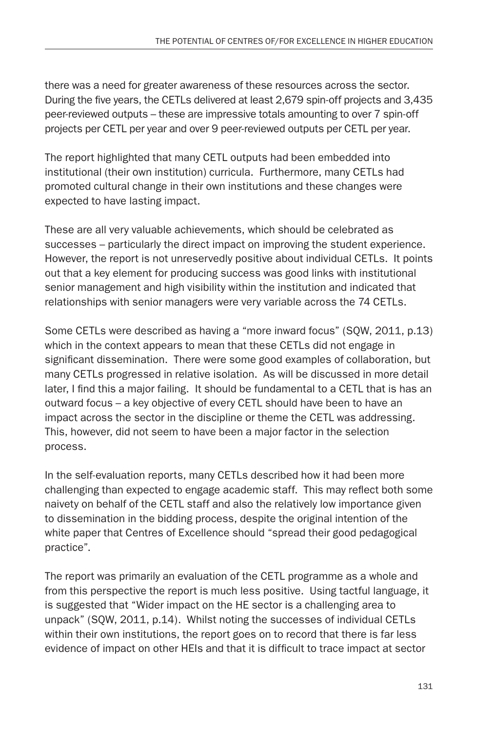there was a need for greater awareness of these resources across the sector. During the five years, the CETLs delivered at least 2,679 spin-off projects and 3,435 peer-reviewed outputs – these are impressive totals amounting to over 7 spin-off projects per CETL per year and over 9 peer-reviewed outputs per CETL per year.

The report highlighted that many CETL outputs had been embedded into institutional (their own institution) curricula. Furthermore, many CETLs had promoted cultural change in their own institutions and these changes were expected to have lasting impact.

These are all very valuable achievements, which should be celebrated as successes – particularly the direct impact on improving the student experience. However, the report is not unreservedly positive about individual CETLs. It points out that a key element for producing success was good links with institutional senior management and high visibility within the institution and indicated that relationships with senior managers were very variable across the 74 CETLs.

Some CETLs were described as having a "more inward focus" (SQW, 2011, p.13) which in the context appears to mean that these CETLs did not engage in significant dissemination. There were some good examples of collaboration, but many CETLs progressed in relative isolation. As will be discussed in more detail later, I find this a major failing. It should be fundamental to a CETL that is has an outward focus – a key objective of every CETL should have been to have an impact across the sector in the discipline or theme the CETL was addressing. This, however, did not seem to have been a major factor in the selection process.

In the self-evaluation reports, many CETLs described how it had been more challenging than expected to engage academic staff. This may reflect both some naivety on behalf of the CETL staff and also the relatively low importance given to dissemination in the bidding process, despite the original intention of the white paper that Centres of Excellence should "spread their good pedagogical practice".

The report was primarily an evaluation of the CETL programme as a whole and from this perspective the report is much less positive. Using tactful language, it is suggested that "Wider impact on the HE sector is a challenging area to unpack" (SQW, 2011, p.14). Whilst noting the successes of individual CETLs within their own institutions, the report goes on to record that there is far less evidence of impact on other HEIs and that it is difficult to trace impact at sector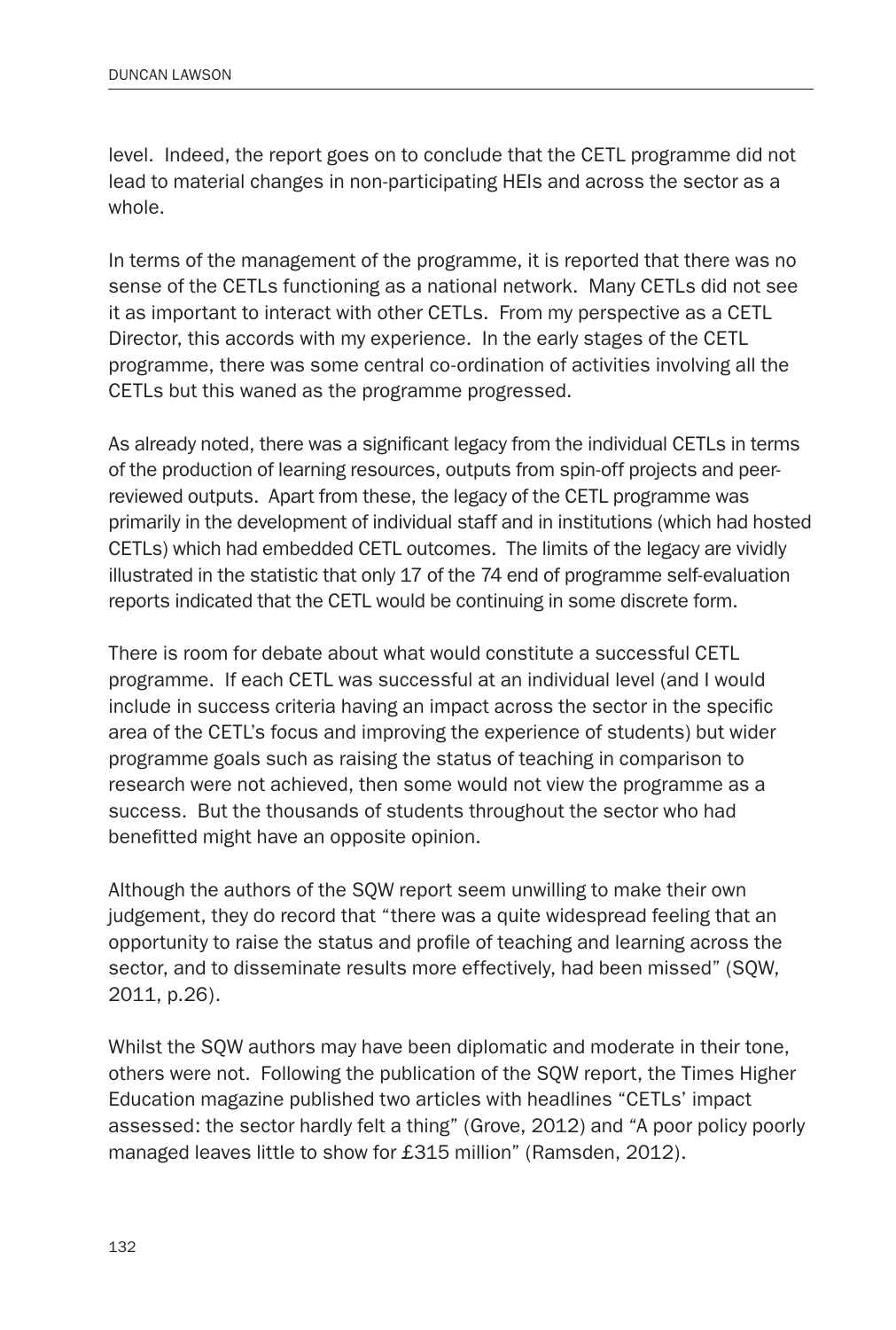level. Indeed, the report goes on to conclude that the CETL programme did not lead to material changes in non-participating HEIs and across the sector as a whole.

In terms of the management of the programme, it is reported that there was no sense of the CETLs functioning as a national network. Many CETLs did not see it as important to interact with other CETLs. From my perspective as a CETL Director, this accords with my experience. In the early stages of the CETL programme, there was some central co-ordination of activities involving all the CETLs but this waned as the programme progressed.

As already noted, there was a significant legacy from the individual CETLs in terms of the production of learning resources, outputs from spin-off projects and peer-reviewed outputs. Apart from these, the legacy of the CETL programme was primarily in the development of individual staff and in institutions (which had hosted CETLs) which had embedded CETL outcomes. The limits of the legacy are vividly illustrated in the statistic that only 17 of the 74 end of programme self-evaluation reports indicated that the CETL would be continuing in some discrete form.

There is room for debate about what would constitute a successful CETL programme. If each CETL was successful at an individual level (and I would include in success criteria having an impact across the sector in the specific area of the CETL's focus and improving the experience of students) but wider programme goals such as raising the status of teaching in comparison to research were not achieved, then some would not view the programme as a success. But the thousands of students throughout the sector who had benefitted might have an opposite opinion.

Although the authors of the SQW report seem unwilling to make their own judgement, they do record that "there was a quite widespread feeling that an opportunity to raise the status and profile of teaching and learning across the sector, and to disseminate results more effectively, had been missed" (SQW, 2011, p.26).

Whilst the SQW authors may have been diplomatic and moderate in their tone, others were not. Following the publication of the SQW report, the Times Higher Education magazine published two articles with headlines "CETLs' impact assessed: the sector hardly felt a thing" (Grove, 2012) and "A poor policy poorly managed leaves little to show for £315 million" (Ramsden, 2012).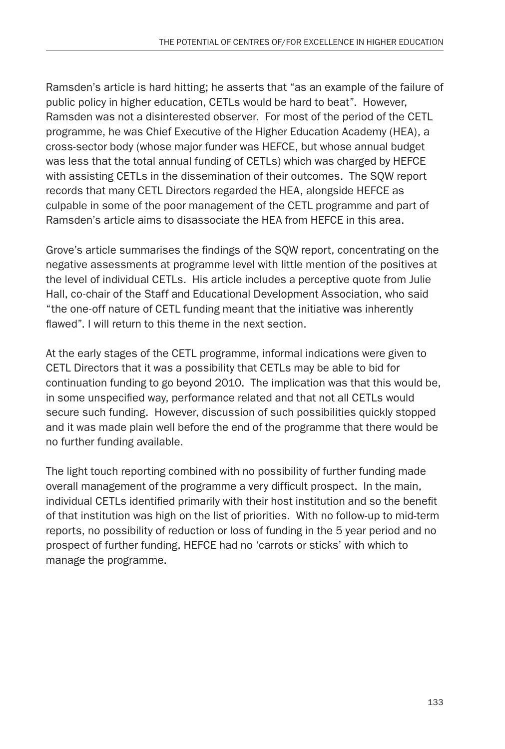Ramsden's article is hard hitting; he asserts that "as an example of the failure of public policy in higher education, CETLs would be hard to beat". However, Ramsden was not a disinterested observer. For most of the period of the CETL programme, he was Chief Executive of the Higher Education Academy (HEA), a cross-sector body (whose major funder was HEFCE, but whose annual budget was less that the total annual funding of CETLs) which was charged by HEFCE with assisting CETLs in the dissemination of their outcomes. The SQW report records that many CETL Directors regarded the HEA, alongside HEFCE as culpable in some of the poor management of the CETL programme and part of Ramsden's article aims to disassociate the HEA from HEFCE in this area.

Grove's article summarises the findings of the SQW report, concentrating on the negative assessments at programme level with little mention of the positives at the level of individual CETLs. His article includes a perceptive quote from Julie Hall, co-chair of the Staff and Educational Development Association, who said "the one-off nature of CETL funding meant that the initiative was inherently flawed". I will return to this theme in the next section.

At the early stages of the CETL programme, informal indications were given to CETL Directors that it was a possibility that CETLs may be able to bid for continuation funding to go beyond 2010. The implication was that this would be, in some unspecified way, performance related and that not all CETLs would secure such funding. However, discussion of such possibilities quickly stopped and it was made plain well before the end of the programme that there would be no further funding available.

The light touch reporting combined with no possibility of further funding made overall management of the programme a very difficult prospect. In the main, individual CETLs identified primarily with their host institution and so the benefit of that institution was high on the list of priorities. With no follow-up to mid-term reports, no possibility of reduction or loss of funding in the 5 year period and no prospect of further funding, HEFCE had no 'carrots or sticks' with which to manage the programme.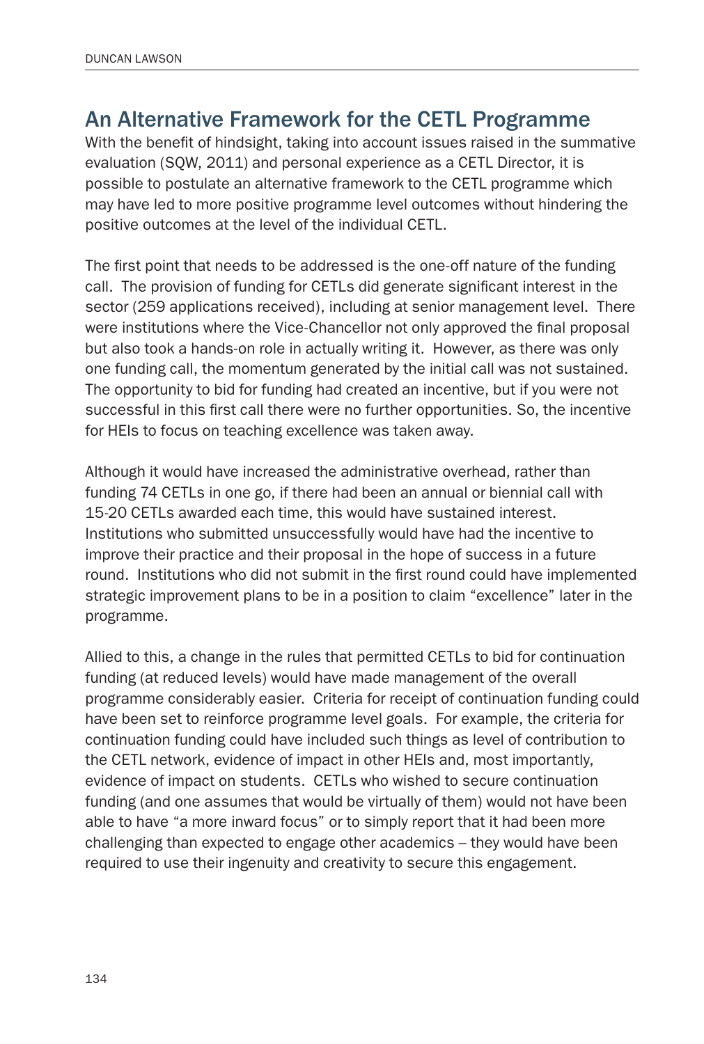## An Alternative Framework for the CETL Programme

With the benefit of hindsight, taking into account issues raised in the summative evaluation (SQW, 2011) and personal experience as a CETL Director, it is possible to postulate an alternative framework to the CETL programme which may have led to more positive programme level outcomes without hindering the positive outcomes at the level of the individual CETL.

The first point that needs to be addressed is the one-off nature of the funding call. The provision of funding for CETLs did generate significant interest in the sector (259 applications received), including at senior management level. There were institutions where the Vice-Chancellor not only approved the final proposal but also took a hands-on role in actually writing it. However, as there was only one funding call, the momentum generated by the initial call was not sustained. The opportunity to bid for funding had created an incentive, but if you were not successful in this first call there were no further opportunities. So, the incentive for HEIs to focus on teaching excellence was taken away.

Although it would have increased the administrative overhead, rather than funding 74 CETLs in one go, if there had been an annual or biennial call with 15-20 CETLs awarded each time, this would have sustained interest. Institutions who submitted unsuccessfully would have had the incentive to improve their practice and their proposal in the hope of success in a future round. Institutions who did not submit in the first round could have implemented strategic improvement plans to be in a position to claim "excellence" later in the programme.

Allied to this, a change in the rules that permitted CETLs to bid for continuation funding (at reduced levels) would have made management of the overall programme considerably easier. Criteria for receipt of continuation funding could have been set to reinforce programme level goals. For example, the criteria for continuation funding could have included such things as level of contribution to the CETL network, evidence of impact in other HEIs and, most importantly, evidence of impact on students. CETLs who wished to secure continuation funding (and one assumes that would be virtually of them) would not have been able to have "a more inward focus" or to simply report that it had been more challenging than expected to engage other academics – they would have been required to use their ingenuity and creativity to secure this engagement.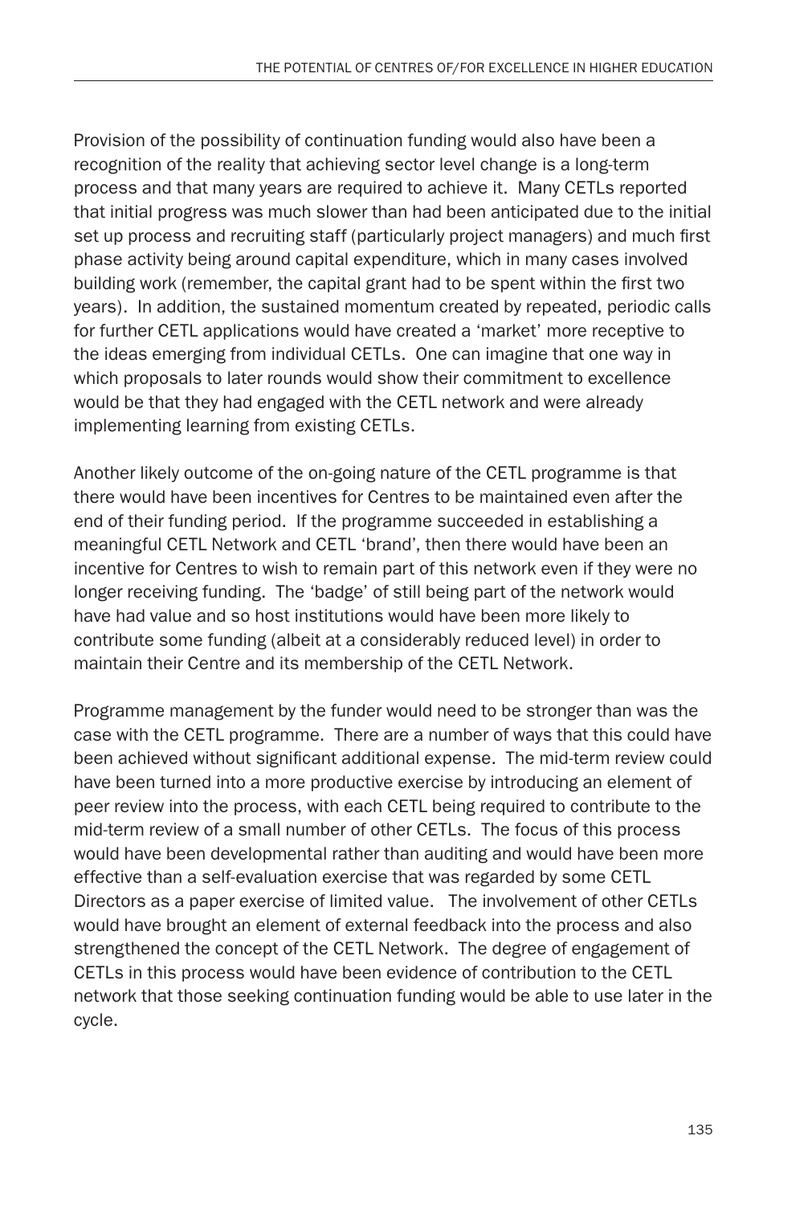Provision of the possibility of continuation funding would also have been a recognition of the reality that achieving sector level change is a long-term process and that many years are required to achieve it. Many CETLs reported that initial progress was much slower than had been anticipated due to the initial set up process and recruiting staff (particularly project managers) and much first phase activity being around capital expenditure, which in many cases involved building work (remember, the capital grant had to be spent within the first two years). In addition, the sustained momentum created by repeated, periodic calls for further CETL applications would have created a 'market' more receptive to the ideas emerging from individual CETLs. One can imagine that one way in which proposals to later rounds would show their commitment to excellence would be that they had engaged with the CETL network and were already implementing learning from existing CETLs.

Another likely outcome of the on-going nature of the CETL programme is that there would have been incentives for Centres to be maintained even after the end of their funding period. If the programme succeeded in establishing a meaningful CETL Network and CETL 'brand', then there would have been an incentive for Centres to wish to remain part of this network even if they were no longer receiving funding. The 'badge' of still being part of the network would have had value and so host institutions would have been more likely to contribute some funding (albeit at a considerably reduced level) in order to maintain their Centre and its membership of the CETL Network.

Programme management by the funder would need to be stronger than was the case with the CETL programme. There are a number of ways that this could have been achieved without significant additional expense. The mid-term review could have been turned into a more productive exercise by introducing an element of peer review into the process, with each CETL being required to contribute to the mid-term review of a small number of other CETLs. The focus of this process would have been developmental rather than auditing and would have been more effective than a self-evaluation exercise that was regarded by some CETL Directors as a paper exercise of limited value. The involvement of other CETLs would have brought an element of external feedback into the process and also strengthened the concept of the CETL Network. The degree of engagement of CETLs in this process would have been evidence of contribution to the CETL network that those seeking continuation funding would be able to use later in the cycle.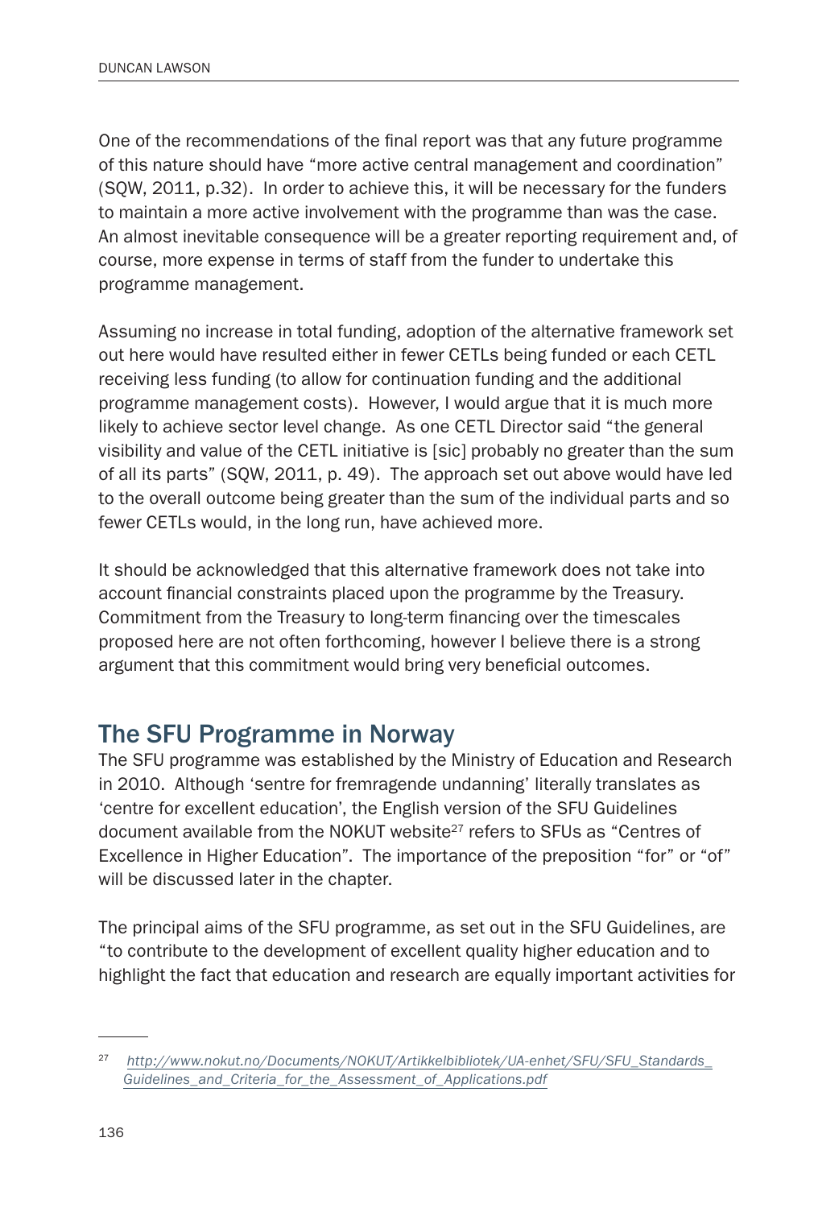One of the recommendations of the final report was that any future programme of this nature should have "more active central management and coordination" (SQW, 2011, p.32). In order to achieve this, it will be necessary for the funders to maintain a more active involvement with the programme than was the case. An almost inevitable consequence will be a greater reporting requirement and, of course, more expense in terms of staff from the funder to undertake this programme management.

Assuming no increase in total funding, adoption of the alternative framework set out here would have resulted either in fewer CETLs being funded or each CETL receiving less funding (to allow for continuation funding and the additional programme management costs). However, I would argue that it is much more likely to achieve sector level change. As one CETL Director said "the general visibility and value of the CETL initiative is [sic] probably no greater than the sum of all its parts" (SQW, 2011, p. 49). The approach set out above would have led to the overall outcome being greater than the sum of the individual parts and so fewer CETLs would, in the long run, have achieved more.

It should be acknowledged that this alternative framework does not take into account financial constraints placed upon the programme by the Treasury. Commitment from the Treasury to long-term financing over the timescales proposed here are not often forthcoming, however I believe there is a strong argument that this commitment would bring very beneficial outcomes.

## The SFU Programme in Norway

The SFU programme was established by the Ministry of Education and Research in 2010. Although 'sentre for fremragende undanning' literally translates as 'centre for excellent education', the English version of the SFU Guidelines document available from the NOKUT website[27] refers to SFUs as "Centres of Excellence in Higher Education". The importance of the preposition "for" or "of" will be discussed later in the chapter.

The principal aims of the SFU programme, as set out in the SFU Guidelines, are "to contribute to the development of excellent quality higher education and to highlight the fact that education and research are equally important activities for

---

[27] *http://www.nokut.no/Documents/NOKUT/Artikkelbibliotek/UA-enhet/SFU/SFU_Standards_Guidelines_and_Criteria_for_the_Assessment_of_Applications.pdf*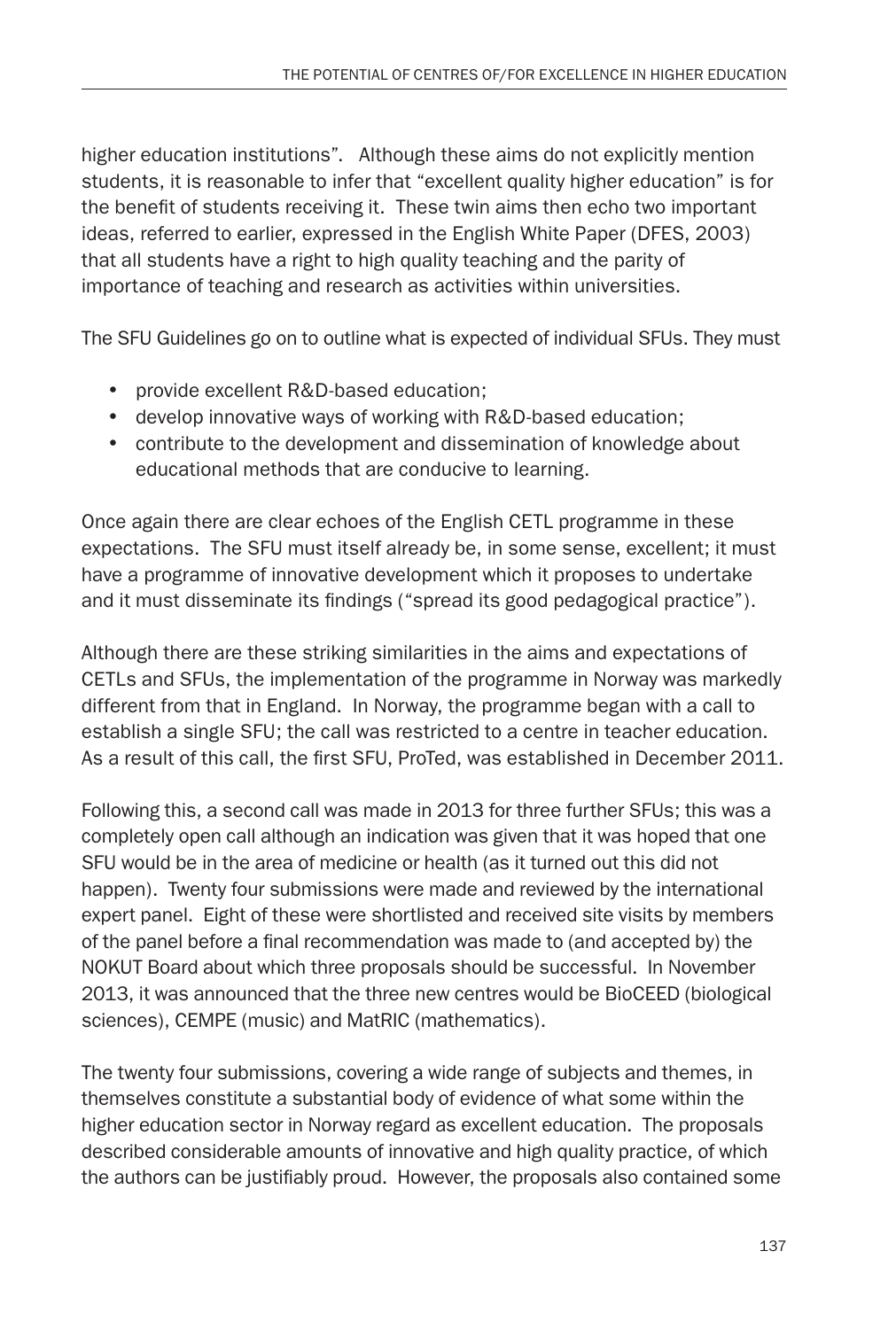higher education institutions". Although these aims do not explicitly mention students, it is reasonable to infer that "excellent quality higher education" is for the benefit of students receiving it. These twin aims then echo two important ideas, referred to earlier, expressed in the English White Paper (DFES, 2003) that all students have a right to high quality teaching and the parity of importance of teaching and research as activities within universities.

The SFU Guidelines go on to outline what is expected of individual SFUs. They must

- provide excellent R&D-based education;
- develop innovative ways of working with R&D-based education;
- contribute to the development and dissemination of knowledge about educational methods that are conducive to learning.

Once again there are clear echoes of the English CETL programme in these expectations. The SFU must itself already be, in some sense, excellent; it must have a programme of innovative development which it proposes to undertake and it must disseminate its findings ("spread its good pedagogical practice").

Although there are these striking similarities in the aims and expectations of CETLs and SFUs, the implementation of the programme in Norway was markedly different from that in England. In Norway, the programme began with a call to establish a single SFU; the call was restricted to a centre in teacher education. As a result of this call, the first SFU, ProTed, was established in December 2011.

Following this, a second call was made in 2013 for three further SFUs; this was a completely open call although an indication was given that it was hoped that one SFU would be in the area of medicine or health (as it turned out this did not happen). Twenty four submissions were made and reviewed by the international expert panel. Eight of these were shortlisted and received site visits by members of the panel before a final recommendation was made to (and accepted by) the NOKUT Board about which three proposals should be successful. In November 2013, it was announced that the three new centres would be BioCEED (biological sciences), CEMPE (music) and MatRIC (mathematics).

The twenty four submissions, covering a wide range of subjects and themes, in themselves constitute a substantial body of evidence of what some within the higher education sector in Norway regard as excellent education. The proposals described considerable amounts of innovative and high quality practice, of which the authors can be justifiably proud. However, the proposals also contained some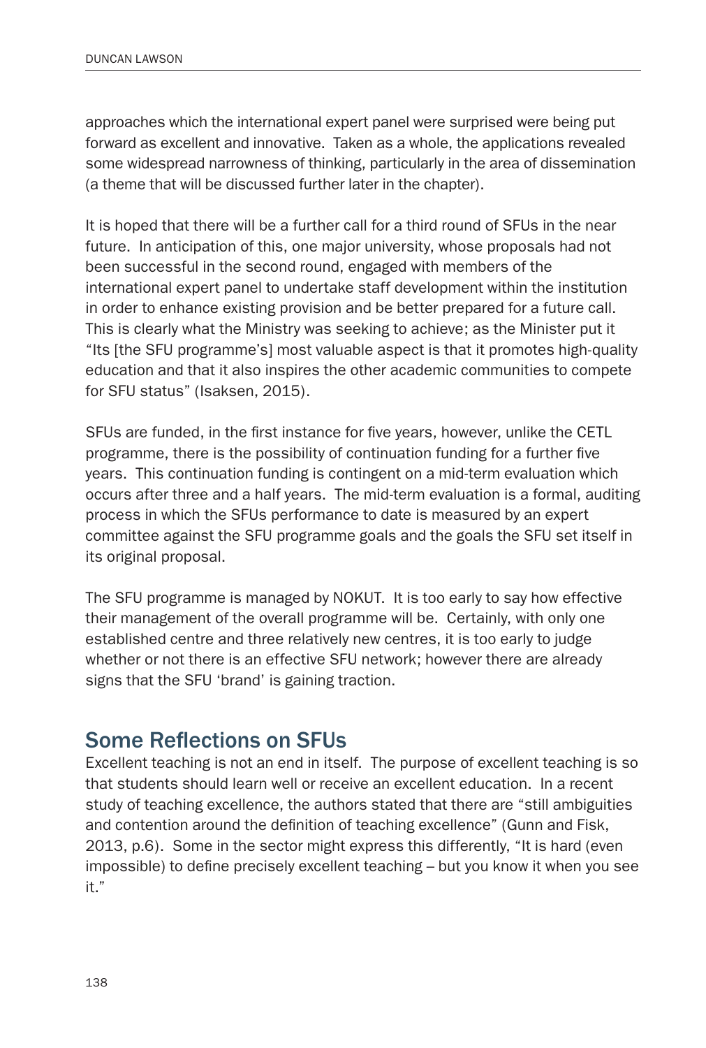approaches which the international expert panel were surprised were being put forward as excellent and innovative. Taken as a whole, the applications revealed some widespread narrowness of thinking, particularly in the area of dissemination (a theme that will be discussed further later in the chapter).

It is hoped that there will be a further call for a third round of SFUs in the near future. In anticipation of this, one major university, whose proposals had not been successful in the second round, engaged with members of the international expert panel to undertake staff development within the institution in order to enhance existing provision and be better prepared for a future call. This is clearly what the Ministry was seeking to achieve; as the Minister put it "Its [the SFU programme's] most valuable aspect is that it promotes high-quality education and that it also inspires the other academic communities to compete for SFU status" (Isaksen, 2015).

SFUs are funded, in the first instance for five years, however, unlike the CETL programme, there is the possibility of continuation funding for a further five years. This continuation funding is contingent on a mid-term evaluation which occurs after three and a half years. The mid-term evaluation is a formal, auditing process in which the SFUs performance to date is measured by an expert committee against the SFU programme goals and the goals the SFU set itself in its original proposal.

The SFU programme is managed by NOKUT. It is too early to say how effective their management of the overall programme will be. Certainly, with only one established centre and three relatively new centres, it is too early to judge whether or not there is an effective SFU network; however there are already signs that the SFU 'brand' is gaining traction.

## Some Reflections on SFUs

Excellent teaching is not an end in itself. The purpose of excellent teaching is so that students should learn well or receive an excellent education. In a recent study of teaching excellence, the authors stated that there are "still ambiguities and contention around the definition of teaching excellence" (Gunn and Fisk, 2013, p.6). Some in the sector might express this differently, "It is hard (even impossible) to define precisely excellent teaching – but you know it when you see it."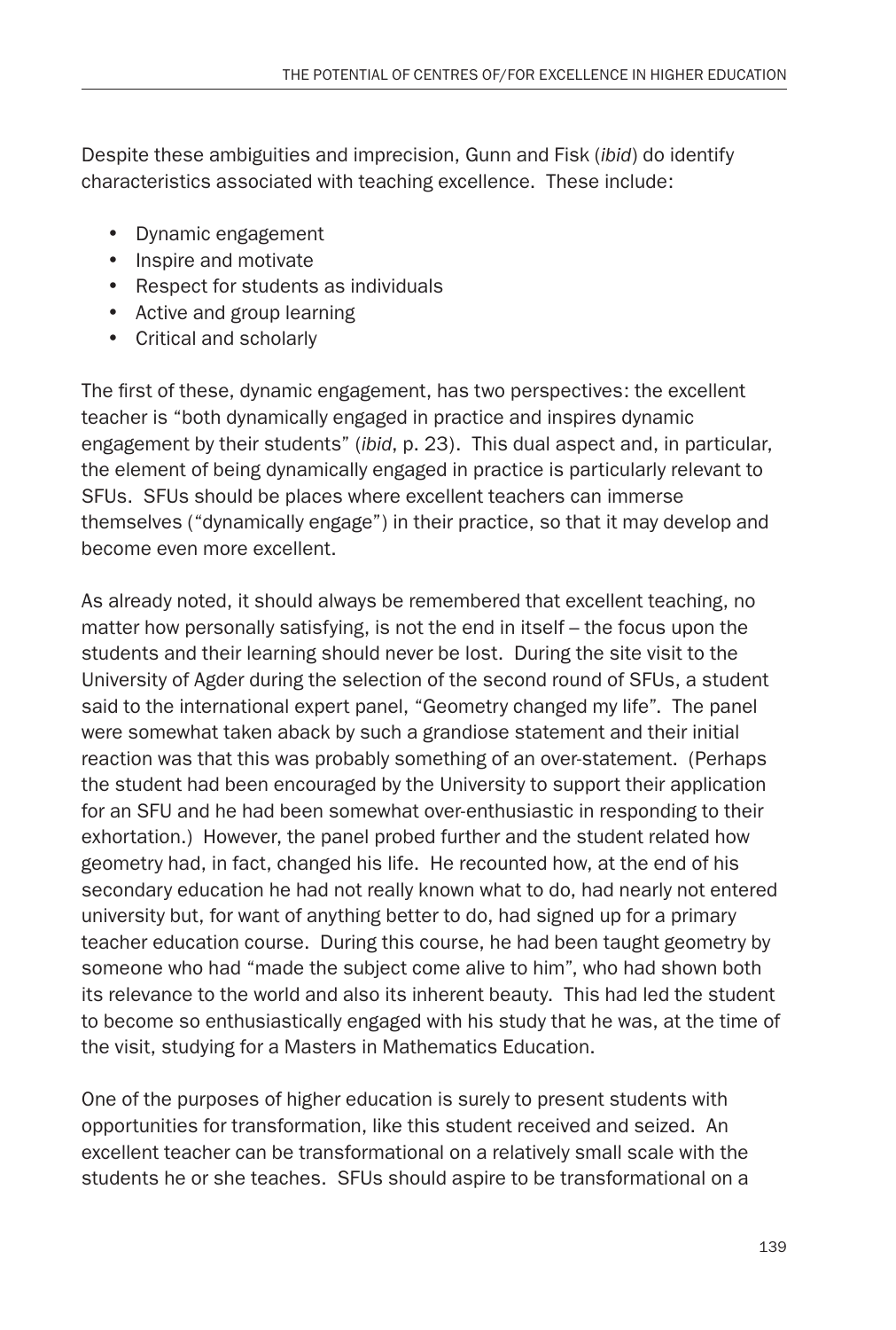Despite these ambiguities and imprecision, Gunn and Fisk (*ibid*) do identify characteristics associated with teaching excellence. These include:

- Dynamic engagement
- Inspire and motivate
- Respect for students as individuals
- Active and group learning
- Critical and scholarly

The first of these, dynamic engagement, has two perspectives: the excellent teacher is "both dynamically engaged in practice and inspires dynamic engagement by their students" (*ibid*, p. 23). This dual aspect and, in particular, the element of being dynamically engaged in practice is particularly relevant to SFUs. SFUs should be places where excellent teachers can immerse themselves ("dynamically engage") in their practice, so that it may develop and become even more excellent.

As already noted, it should always be remembered that excellent teaching, no matter how personally satisfying, is not the end in itself – the focus upon the students and their learning should never be lost. During the site visit to the University of Agder during the selection of the second round of SFUs, a student said to the international expert panel, "Geometry changed my life". The panel were somewhat taken aback by such a grandiose statement and their initial reaction was that this was probably something of an over-statement. (Perhaps the student had been encouraged by the University to support their application for an SFU and he had been somewhat over-enthusiastic in responding to their exhortation.) However, the panel probed further and the student related how geometry had, in fact, changed his life. He recounted how, at the end of his secondary education he had not really known what to do, had nearly not entered university but, for want of anything better to do, had signed up for a primary teacher education course. During this course, he had been taught geometry by someone who had "made the subject come alive to him", who had shown both its relevance to the world and also its inherent beauty. This had led the student to become so enthusiastically engaged with his study that he was, at the time of the visit, studying for a Masters in Mathematics Education.

One of the purposes of higher education is surely to present students with opportunities for transformation, like this student received and seized. An excellent teacher can be transformational on a relatively small scale with the students he or she teaches. SFUs should aspire to be transformational on a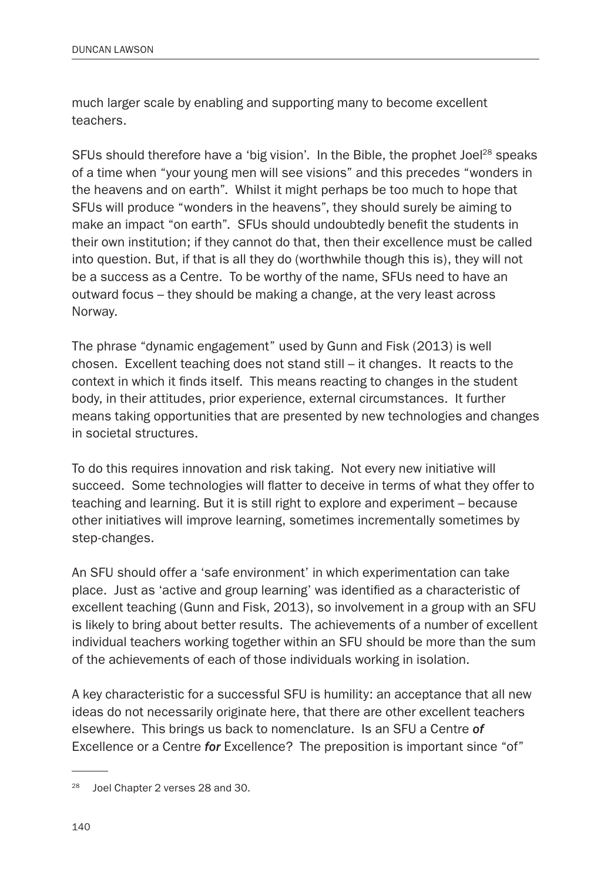much larger scale by enabling and supporting many to become excellent teachers.

SFUs should therefore have a 'big vision'. In the Bible, the prophet Joel[28] speaks of a time when "your young men will see visions" and this precedes "wonders in the heavens and on earth". Whilst it might perhaps be too much to hope that SFUs will produce "wonders in the heavens", they should surely be aiming to make an impact "on earth". SFUs should undoubtedly benefit the students in their own institution; if they cannot do that, then their excellence must be called into question. But, if that is all they do (worthwhile though this is), they will not be a success as a Centre. To be worthy of the name, SFUs need to have an outward focus – they should be making a change, at the very least across Norway.

The phrase "dynamic engagement" used by Gunn and Fisk (2013) is well chosen. Excellent teaching does not stand still – it changes. It reacts to the context in which it finds itself. This means reacting to changes in the student body, in their attitudes, prior experience, external circumstances. It further means taking opportunities that are presented by new technologies and changes in societal structures.

To do this requires innovation and risk taking. Not every new initiative will succeed. Some technologies will flatter to deceive in terms of what they offer to teaching and learning. But it is still right to explore and experiment – because other initiatives will improve learning, sometimes incrementally sometimes by step-changes.

An SFU should offer a 'safe environment' in which experimentation can take place. Just as 'active and group learning' was identified as a characteristic of excellent teaching (Gunn and Fisk, 2013), so involvement in a group with an SFU is likely to bring about better results. The achievements of a number of excellent individual teachers working together within an SFU should be more than the sum of the achievements of each of those individuals working in isolation.

A key characteristic for a successful SFU is humility: an acceptance that all new ideas do not necessarily originate here, that there are other excellent teachers elsewhere. This brings us back to nomenclature. Is an SFU a Centre ***of*** Excellence or a Centre ***for*** Excellence? The preposition is important since "of"

---

[28] Joel Chapter 2 verses 28 and 30.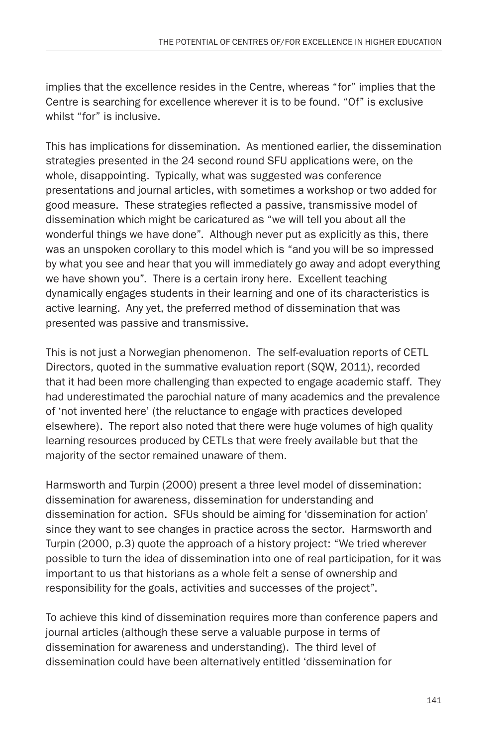implies that the excellence resides in the Centre, whereas "for" implies that the Centre is searching for excellence wherever it is to be found. "Of" is exclusive whilst "for" is inclusive.

This has implications for dissemination. As mentioned earlier, the dissemination strategies presented in the 24 second round SFU applications were, on the whole, disappointing. Typically, what was suggested was conference presentations and journal articles, with sometimes a workshop or two added for good measure. These strategies reflected a passive, transmissive model of dissemination which might be caricatured as "we will tell you about all the wonderful things we have done". Although never put as explicitly as this, there was an unspoken corollary to this model which is "and you will be so impressed by what you see and hear that you will immediately go away and adopt everything we have shown you". There is a certain irony here. Excellent teaching dynamically engages students in their learning and one of its characteristics is active learning. Any yet, the preferred method of dissemination that was presented was passive and transmissive.

This is not just a Norwegian phenomenon. The self-evaluation reports of CETL Directors, quoted in the summative evaluation report (SQW, 2011), recorded that it had been more challenging than expected to engage academic staff. They had underestimated the parochial nature of many academics and the prevalence of 'not invented here' (the reluctance to engage with practices developed elsewhere). The report also noted that there were huge volumes of high quality learning resources produced by CETLs that were freely available but that the majority of the sector remained unaware of them.

Harmsworth and Turpin (2000) present a three level model of dissemination: dissemination for awareness, dissemination for understanding and dissemination for action. SFUs should be aiming for 'dissemination for action' since they want to see changes in practice across the sector. Harmsworth and Turpin (2000, p.3) quote the approach of a history project: "We tried wherever possible to turn the idea of dissemination into one of real participation, for it was important to us that historians as a whole felt a sense of ownership and responsibility for the goals, activities and successes of the project".

To achieve this kind of dissemination requires more than conference papers and journal articles (although these serve a valuable purpose in terms of dissemination for awareness and understanding). The third level of dissemination could have been alternatively entitled 'dissemination for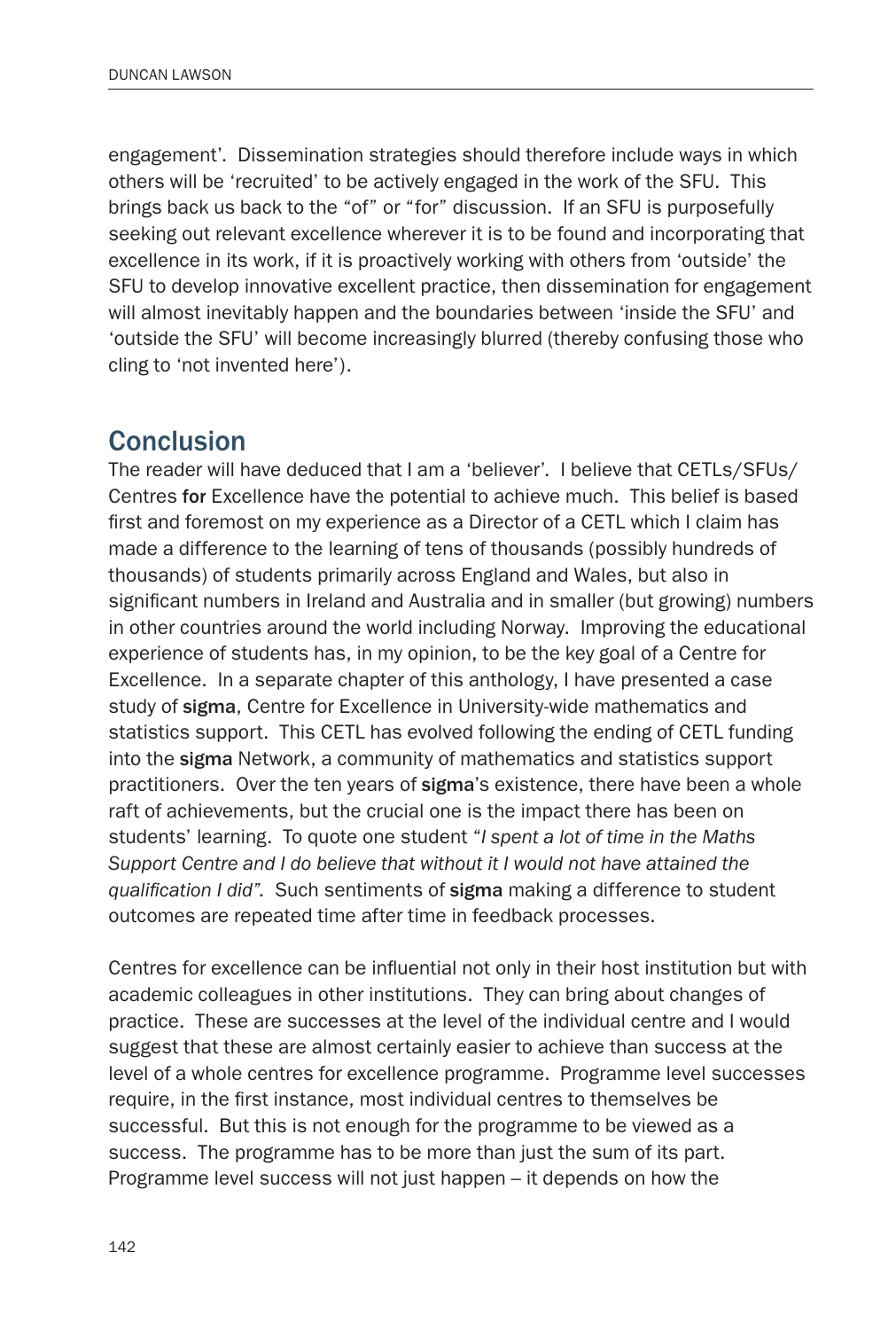engagement'. Dissemination strategies should therefore include ways in which others will be 'recruited' to be actively engaged in the work of the SFU. This brings back us back to the "of" or "for" discussion. If an SFU is purposefully seeking out relevant excellence wherever it is to be found and incorporating that excellence in its work, if it is proactively working with others from 'outside' the SFU to develop innovative excellent practice, then dissemination for engagement will almost inevitably happen and the boundaries between 'inside the SFU' and 'outside the SFU' will become increasingly blurred (thereby confusing those who cling to 'not invented here').

## Conclusion

The reader will have deduced that I am a 'believer'. I believe that CETLs/SFUs/ Centres **for** Excellence have the potential to achieve much. This belief is based first and foremost on my experience as a Director of a CETL which I claim has made a difference to the learning of tens of thousands (possibly hundreds of thousands) of students primarily across England and Wales, but also in significant numbers in Ireland and Australia and in smaller (but growing) numbers in other countries around the world including Norway. Improving the educational experience of students has, in my opinion, to be the key goal of a Centre for Excellence. In a separate chapter of this anthology, I have presented a case study of **sigma**, Centre for Excellence in University-wide mathematics and statistics support. This CETL has evolved following the ending of CETL funding into the **sigma** Network, a community of mathematics and statistics support practitioners. Over the ten years of **sigma**'s existence, there have been a whole raft of achievements, but the crucial one is the impact there has been on students' learning. To quote one student "*I spent a lot of time in the Maths Support Centre and I do believe that without it I would not have attained the qualification I did".* Such sentiments of **sigma** making a difference to student outcomes are repeated time after time in feedback processes.

Centres for excellence can be influential not only in their host institution but with academic colleagues in other institutions. They can bring about changes of practice. These are successes at the level of the individual centre and I would suggest that these are almost certainly easier to achieve than success at the level of a whole centres for excellence programme. Programme level successes require, in the first instance, most individual centres to themselves be successful. But this is not enough for the programme to be viewed as a success. The programme has to be more than just the sum of its part. Programme level success will not just happen – it depends on how the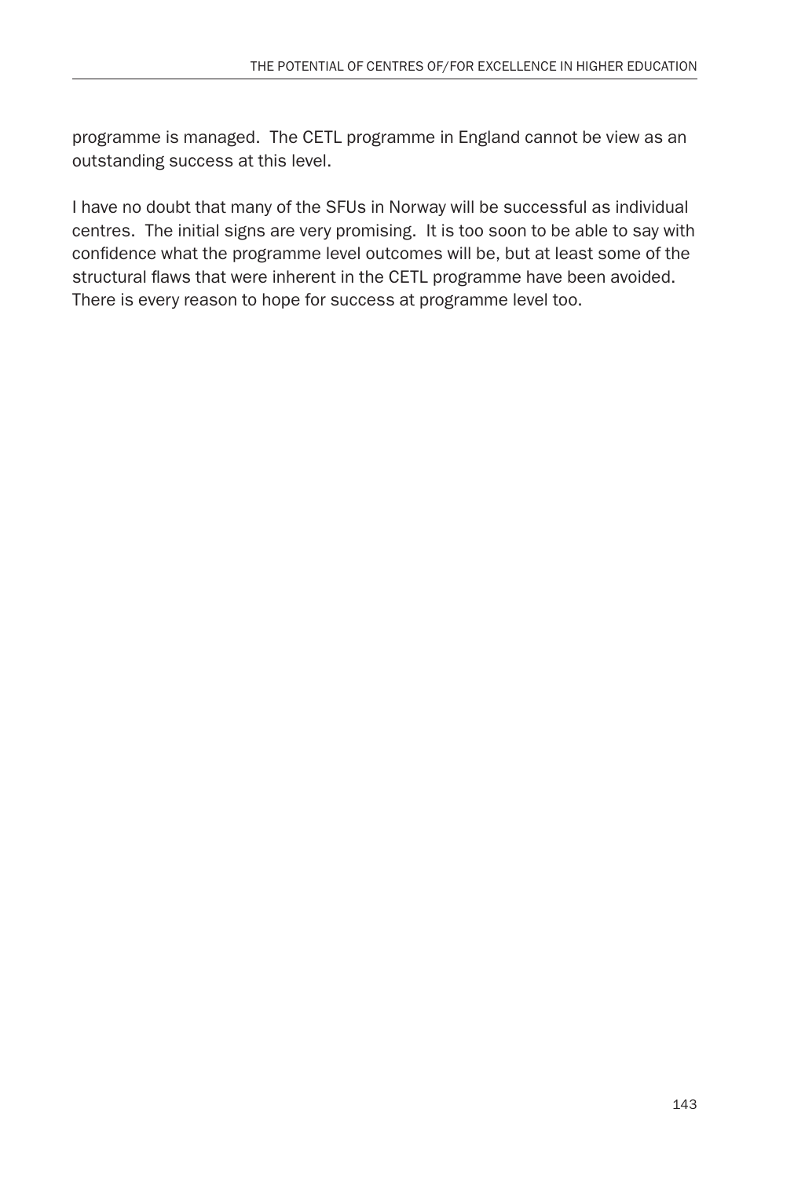programme is managed. The CETL programme in England cannot be view as an outstanding success at this level.

I have no doubt that many of the SFUs in Norway will be successful as individual centres. The initial signs are very promising. It is too soon to be able to say with confidence what the programme level outcomes will be, but at least some of the structural flaws that were inherent in the CETL programme have been avoided. There is every reason to hope for success at programme level too.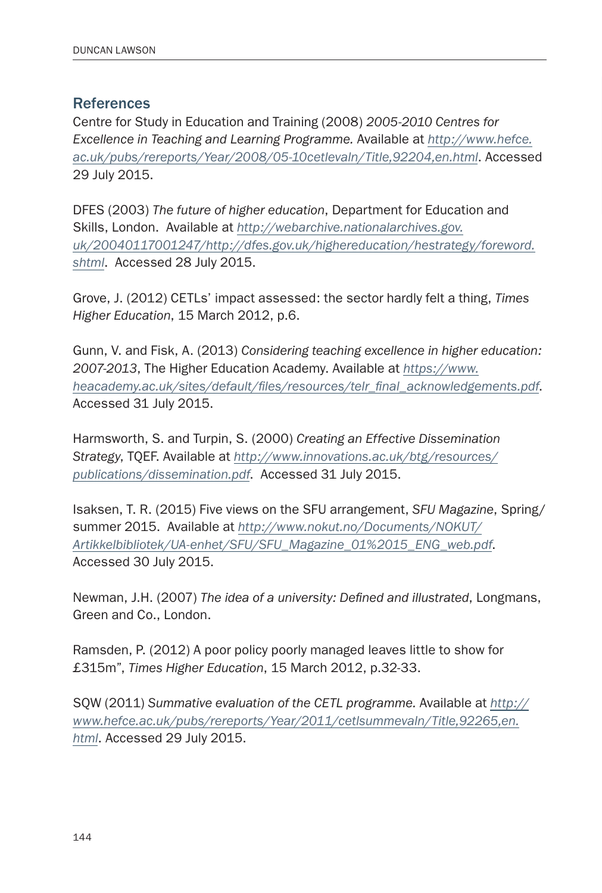## References

Centre for Study in Education and Training (2008) *2005-2010 Centres for Excellence in Teaching and Learning Programme.* Available at *http://www.hefce.ac.uk/pubs/rereports/Year/2008/05-10cetlevaln/Title,92204,en.html*. Accessed 29 July 2015.

DFES (2003) *The future of higher education*, Department for Education and Skills, London. Available at *http://webarchive.nationalarchives.gov.uk/20040117001247/http://dfes.gov.uk/highereducation/hestrategy/foreword.shtml*. Accessed 28 July 2015.

Grove, J. (2012) CETLs' impact assessed: the sector hardly felt a thing, *Times Higher Education*, 15 March 2012, p.6.

Gunn, V. and Fisk, A. (2013) *Considering teaching excellence in higher education: 2007-2013*, The Higher Education Academy. Available at *https://www.heacademy.ac.uk/sites/default/files/resources/telr_final_acknowledgements.pdf*. Accessed 31 July 2015.

Harmsworth, S. and Turpin, S. (2000) *Creating an Effective Dissemination Strategy*, TQEF. Available at *http://www.innovations.ac.uk/btg/resources/publications/dissemination.pdf*. Accessed 31 July 2015.

Isaksen, T. R. (2015) Five views on the SFU arrangement, *SFU Magazine*, Spring/summer 2015. Available at *http://www.nokut.no/Documents/NOKUT/Artikkelbibliotek/UA-enhet/SFU/SFU_Magazine_01%2015_ENG_web.pdf*. Accessed 30 July 2015.

Newman, J.H. (2007) *The idea of a university: Defined and illustrated*, Longmans, Green and Co., London.

Ramsden, P. (2012) A poor policy poorly managed leaves little to show for £315m", *Times Higher Education*, 15 March 2012, p.32-33.

SQW (2011) *Summative evaluation of the CETL programme.* Available at *http://www.hefce.ac.uk/pubs/rereports/Year/2011/cetlsummevaln/Title,92265,en.html*. Accessed 29 July 2015.